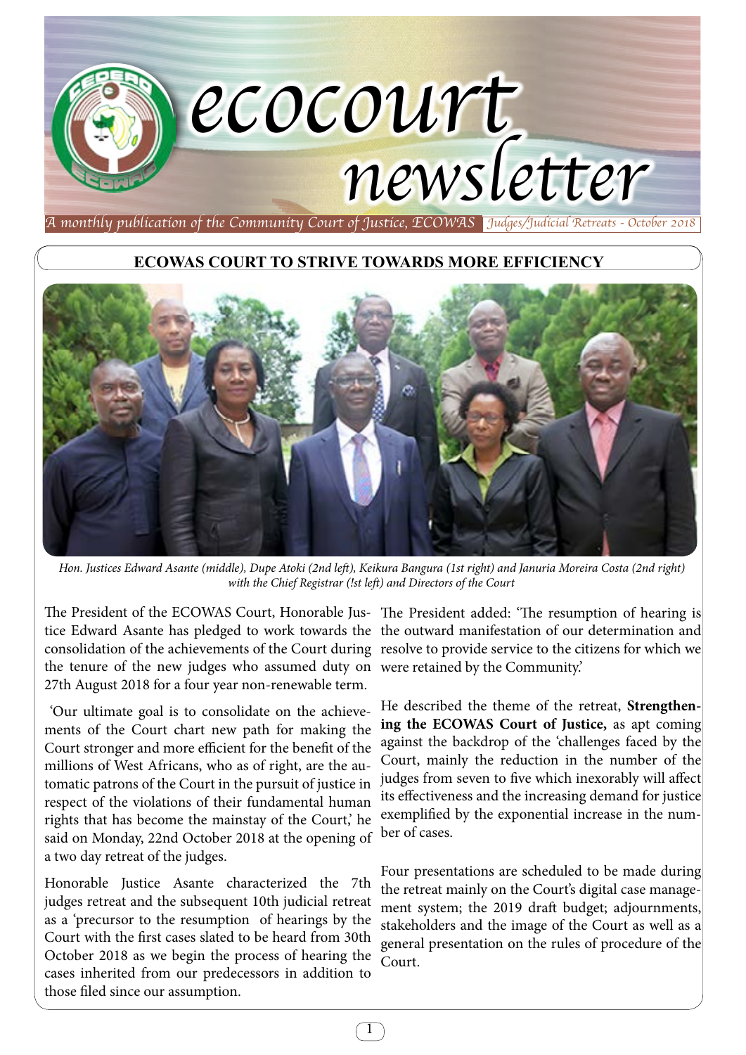# ecocourt newsletter

*A monthly publication of the Community Court of Justice, ECOWAS* | *Judges/Judicial Retreats - October 2018*

## ECOWAS COURT TO STRIVE TOWARDS MORE EFFICIENCY

*Hon. Justices Edward Asante (middle), Dupe Atoki (2nd left), Keikura Bangura (1st right) and Januria Moreira Costa (2nd right) with the Chief Registrar (!st left) and Directors of the Court*

The President of the ECOWAS Court, Honorable Justice Edward Asante has pledged to work towards the consolidation of the achievements of the Court during the tenure of the new judges who assumed duty on 27th August 2018 for a four year non-renewable term.

'Our ultimate goal is to consolidate on the achievements of the Court chart new path for making the Court stronger and more efficient for the benefit of the millions of West Africans, who as of right, are the automatic patrons of the Court in the pursuit of justice in respect of the violations of their fundamental human rights that has become the mainstay of the Court,' he said on Monday, 22nd October 2018 at the opening of a two day retreat of the judges.

Honorable Justice Asante characterized the 7th judges retreat and the subsequent 10th judicial retreat as a 'precursor to the resumption of hearings by the Court with the first cases slated to be heard from 30th October 2018 as we begin the process of hearing the cases inherited from our predecessors in addition to those filed since our assumption.

The President added: 'The resumption of hearing is the outward manifestation of our determination and resolve to provide service to the citizens for which we were retained by the Community.'

He described the theme of the retreat, **Strengthening the ECOWAS Court of Justice,** as apt coming against the backdrop of the 'challenges faced by the Court, mainly the reduction in the number of the judges from seven to five which inexorably will affect its effectiveness and the increasing demand for justice exemplified by the exponential increase in the number of cases.

Four presentations are scheduled to be made during the retreat mainly on the Court's digital case management system; the 2019 draft budget; adjournments, stakeholders and the image of the Court as well as a general presentation on the rules of procedure of the Court.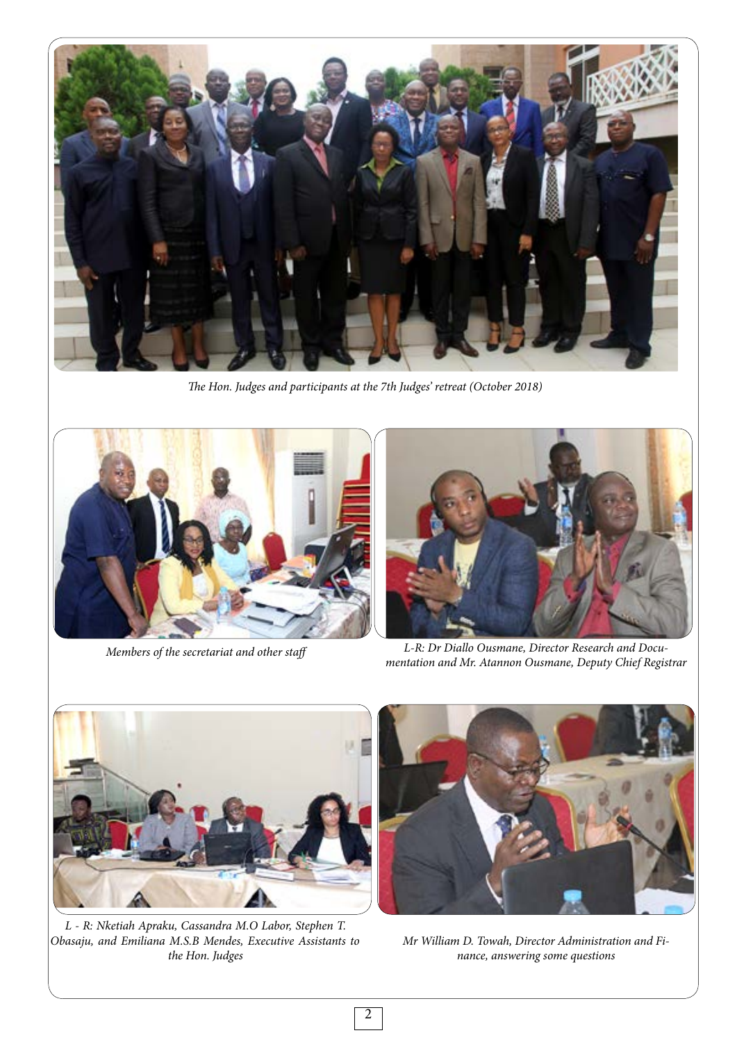*The Hon. Judges and participants at the 7th Judges' retreat (October 2018)*

*Members of the secretariat and other staff*

*L-R: Dr Diallo Ousmane, Director Research and Documentation and Mr. Atannon Ousmane, Deputy Chief Registrar*

*L - R: Nketiah Apraku, Cassandra M.O Labor, Stephen T. Obasaju, and Emiliana M.S.B Mendes, Executive Assistants to the Hon. Judges*

*Mr William D. Towah, Director Administration and Finance, answering some questions*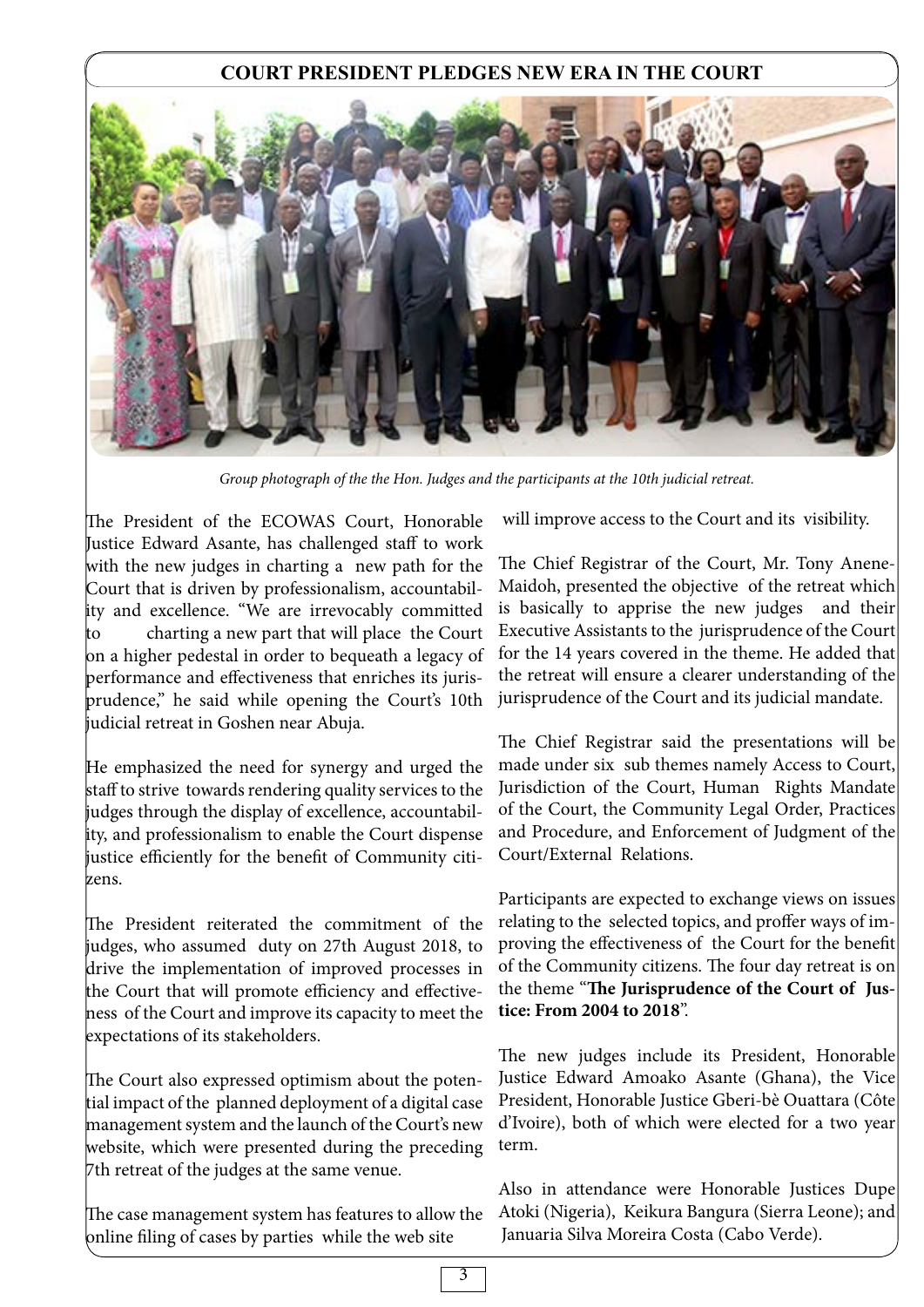## COURT PRESIDENT PLEDGES NEW ERA IN THE COURT

*Group photograph of the the Hon. Judges and the participants at the 10th judicial retreat.*

The President of the ECOWAS Court, Honorable Justice Edward Asante, has challenged staff to work with the new judges in charting a new path for the Court that is driven by professionalism, accountability and excellence. "We are irrevocably committed to charting a new part that will place the Court on a higher pedestal in order to bequeath a legacy of performance and effectiveness that enriches its jurisprudence," he said while opening the Court's 10th judicial retreat in Goshen near Abuja.

He emphasized the need for synergy and urged the staff to strive towards rendering quality services to the judges through the display of excellence, accountability, and professionalism to enable the Court dispense justice efficiently for the benefit of Community citizens.

The President reiterated the commitment of the judges, who assumed duty on 27th August 2018, to drive the implementation of improved processes in the Court that will promote efficiency and effectiveness of the Court and improve its capacity to meet the expectations of its stakeholders.

The Court also expressed optimism about the potential impact of the planned deployment of a digital case management system and the launch of the Court's new website, which were presented during the preceding 7th retreat of the judges at the same venue.

The case management system has features to allow the online filing of cases by parties while the web site will improve access to the Court and its visibility.

The Chief Registrar of the Court, Mr. Tony Anene-Maidoh, presented the objective of the retreat which is basically to apprise the new judges and their Executive Assistants to the jurisprudence of the Court for the 14 years covered in the theme. He added that the retreat will ensure a clearer understanding of the jurisprudence of the Court and its judicial mandate.

The Chief Registrar said the presentations will be made under six sub themes namely Access to Court, Jurisdiction of the Court, Human Rights Mandate of the Court, the Community Legal Order, Practices and Procedure, and Enforcement of Judgment of the Court/External Relations.

Participants are expected to exchange views on issues relating to the selected topics, and proffer ways of improving the effectiveness of the Court for the benefit of the Community citizens. The four day retreat is on the theme "**The Jurisprudence of the Court of Justice: From 2004 to 2018**".

The new judges include its President, Honorable Justice Edward Amoako Asante (Ghana), the Vice President, Honorable Justice Gberi-bè Ouattara (Côte d'Ivoire), both of which were elected for a two year term.

Also in attendance were Honorable Justices Dupe Atoki (Nigeria), Keikura Bangura (Sierra Leone); and Januaria Silva Moreira Costa (Cabo Verde).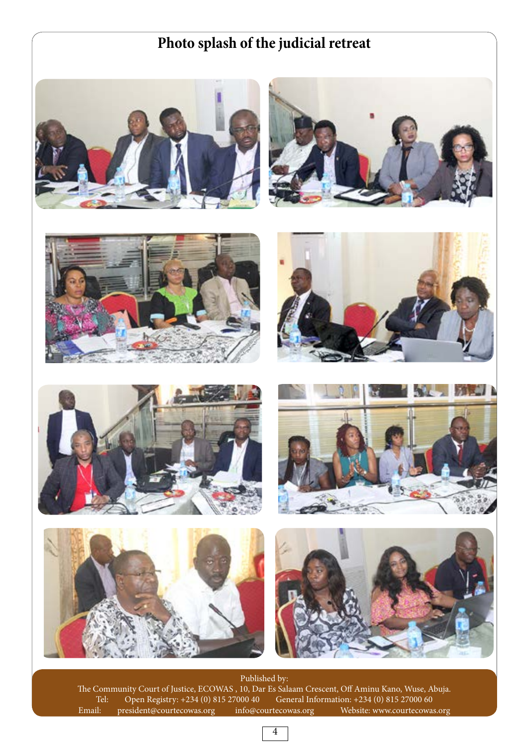# Photo splash of the judicial retreat

Published by:

The Community Court of Justice, ECOWAS , 10, Dar Es Salaam Crescent, Off Aminu Kano, Wuse, Abuja.

Tel: Open Registry: +234 (0) 815 27000 40 General Information: +234 (0) 815 27000 60

Email: president@courtecowas.org info@courtecowas.org Website: www.courtecowas.org